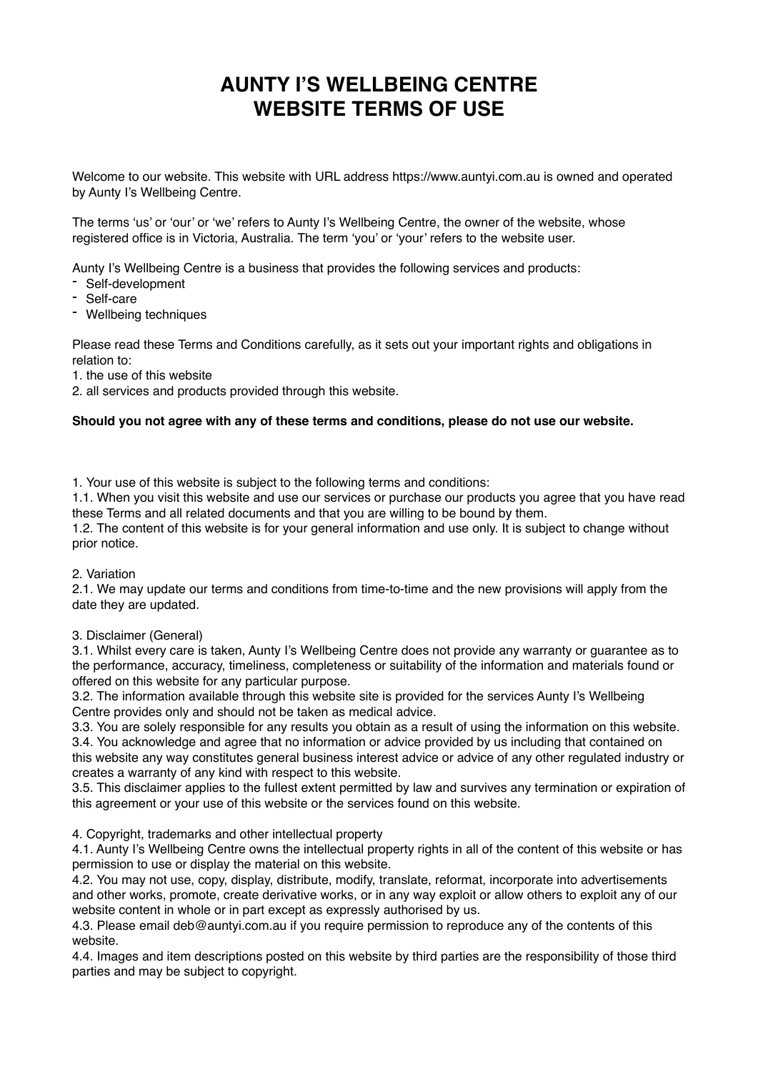# AUNTY I'S WELLBEING CENTRE
# WEBSITE TERMS OF USE

Welcome to our website. This website with URL address https://www.auntyi.com.au is owned and operated by Aunty I's Wellbeing Centre.

The terms 'us' or 'our' or 'we' refers to Aunty I's Wellbeing Centre, the owner of the website, whose registered office is in Victoria, Australia. The term 'you' or 'your' refers to the website user.

Aunty I's Wellbeing Centre is a business that provides the following services and products:

- Self-development
- Self-care
- Wellbeing techniques

Please read these Terms and Conditions carefully, as it sets out your important rights and obligations in relation to:

1. the use of this website
2. all services and products provided through this website.

**Should you not agree with any of these terms and conditions, please do not use our website.**

1. Your use of this website is subject to the following terms and conditions:
1.1. When you visit this website and use our services or purchase our products you agree that you have read these Terms and all related documents and that you are willing to be bound by them.
1.2. The content of this website is for your general information and use only. It is subject to change without prior notice.

2. Variation
2.1. We may update our terms and conditions from time-to-time and the new provisions will apply from the date they are updated.

3. Disclaimer (General)
3.1. Whilst every care is taken, Aunty I's Wellbeing Centre does not provide any warranty or guarantee as to the performance, accuracy, timeliness, completeness or suitability of the information and materials found or offered on this website for any particular purpose.
3.2. The information available through this website site is provided for the services Aunty I's Wellbeing Centre provides only and should not be taken as medical advice.
3.3. You are solely responsible for any results you obtain as a result of using the information on this website.
3.4. You acknowledge and agree that no information or advice provided by us including that contained on this website any way constitutes general business interest advice or advice of any other regulated industry or creates a warranty of any kind with respect to this website.
3.5. This disclaimer applies to the fullest extent permitted by law and survives any termination or expiration of this agreement or your use of this website or the services found on this website.

4. Copyright, trademarks and other intellectual property
4.1. Aunty I's Wellbeing Centre owns the intellectual property rights in all of the content of this website or has permission to use or display the material on this website.
4.2. You may not use, copy, display, distribute, modify, translate, reformat, incorporate into advertisements and other works, promote, create derivative works, or in any way exploit or allow others to exploit any of our website content in whole or in part except as expressly authorised by us.
4.3. Please email deb@auntyi.com.au if you require permission to reproduce any of the contents of this website.
4.4. Images and item descriptions posted on this website by third parties are the responsibility of those third parties and may be subject to copyright.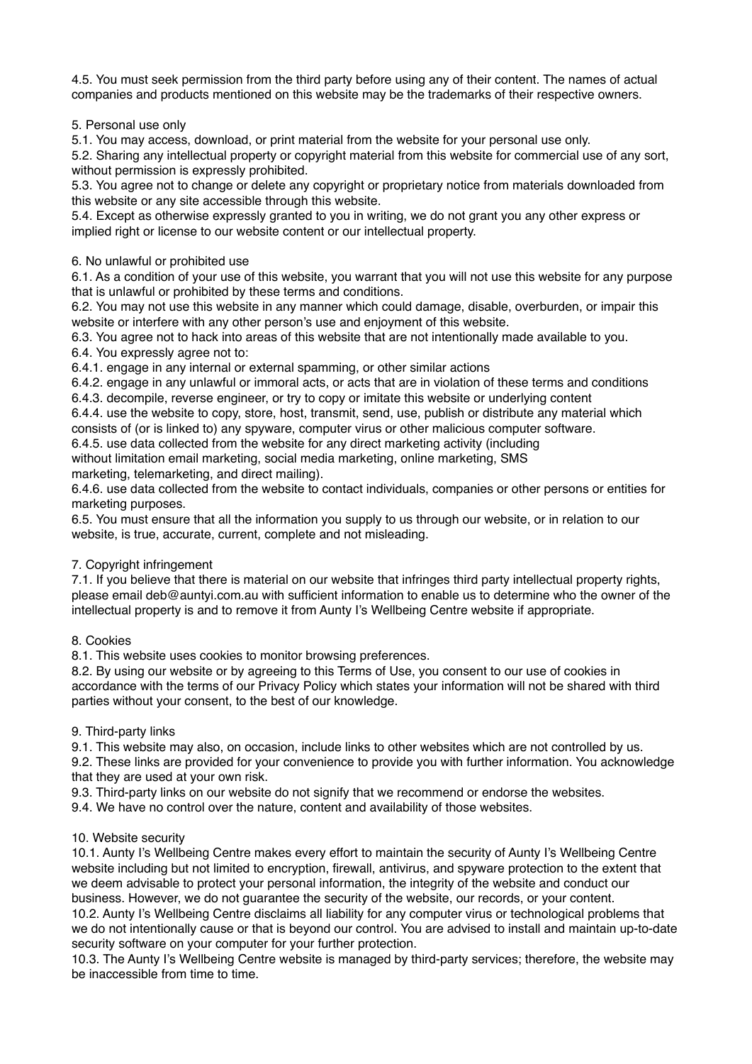4.5. You must seek permission from the third party before using any of their content. The names of actual companies and products mentioned on this website may be the trademarks of their respective owners.

## 5. Personal use only

5.1. You may access, download, or print material from the website for your personal use only.
5.2. Sharing any intellectual property or copyright material from this website for commercial use of any sort, without permission is expressly prohibited.
5.3. You agree not to change or delete any copyright or proprietary notice from materials downloaded from this website or any site accessible through this website.
5.4. Except as otherwise expressly granted to you in writing, we do not grant you any other express or implied right or license to our website content or our intellectual property.

## 6. No unlawful or prohibited use

6.1. As a condition of your use of this website, you warrant that you will not use this website for any purpose that is unlawful or prohibited by these terms and conditions.
6.2. You may not use this website in any manner which could damage, disable, overburden, or impair this website or interfere with any other person's use and enjoyment of this website.
6.3. You agree not to hack into areas of this website that are not intentionally made available to you.
6.4. You expressly agree not to:
6.4.1. engage in any internal or external spamming, or other similar actions
6.4.2. engage in any unlawful or immoral acts, or acts that are in violation of these terms and conditions
6.4.3. decompile, reverse engineer, or try to copy or imitate this website or underlying content
6.4.4. use the website to copy, store, host, transmit, send, use, publish or distribute any material which consists of (or is linked to) any spyware, computer virus or other malicious computer software.
6.4.5. use data collected from the website for any direct marketing activity (including without limitation email marketing, social media marketing, online marketing, SMS marketing, telemarketing, and direct mailing).
6.4.6. use data collected from the website to contact individuals, companies or other persons or entities for marketing purposes.
6.5. You must ensure that all the information you supply to us through our website, or in relation to our website, is true, accurate, current, complete and not misleading.

## 7. Copyright infringement

7.1. If you believe that there is material on our website that infringes third party intellectual property rights, please email deb@auntyi.com.au with sufficient information to enable us to determine who the owner of the intellectual property is and to remove it from Aunty I's Wellbeing Centre website if appropriate.

## 8. Cookies

8.1. This website uses cookies to monitor browsing preferences.
8.2. By using our website or by agreeing to this Terms of Use, you consent to our use of cookies in accordance with the terms of our Privacy Policy which states your information will not be shared with third parties without your consent, to the best of our knowledge.

## 9. Third-party links

9.1. This website may also, on occasion, include links to other websites which are not controlled by us.
9.2. These links are provided for your convenience to provide you with further information. You acknowledge that they are used at your own risk.
9.3. Third-party links on our website do not signify that we recommend or endorse the websites.
9.4. We have no control over the nature, content and availability of those websites.

## 10. Website security

10.1. Aunty I's Wellbeing Centre makes every effort to maintain the security of Aunty I's Wellbeing Centre website including but not limited to encryption, firewall, antivirus, and spyware protection to the extent that we deem advisable to protect your personal information, the integrity of the website and conduct our business. However, we do not guarantee the security of the website, our records, or your content.
10.2. Aunty I's Wellbeing Centre disclaims all liability for any computer virus or technological problems that we do not intentionally cause or that is beyond our control. You are advised to install and maintain up-to-date security software on your computer for your further protection.
10.3. The Aunty I's Wellbeing Centre website is managed by third-party services; therefore, the website may be inaccessible from time to time.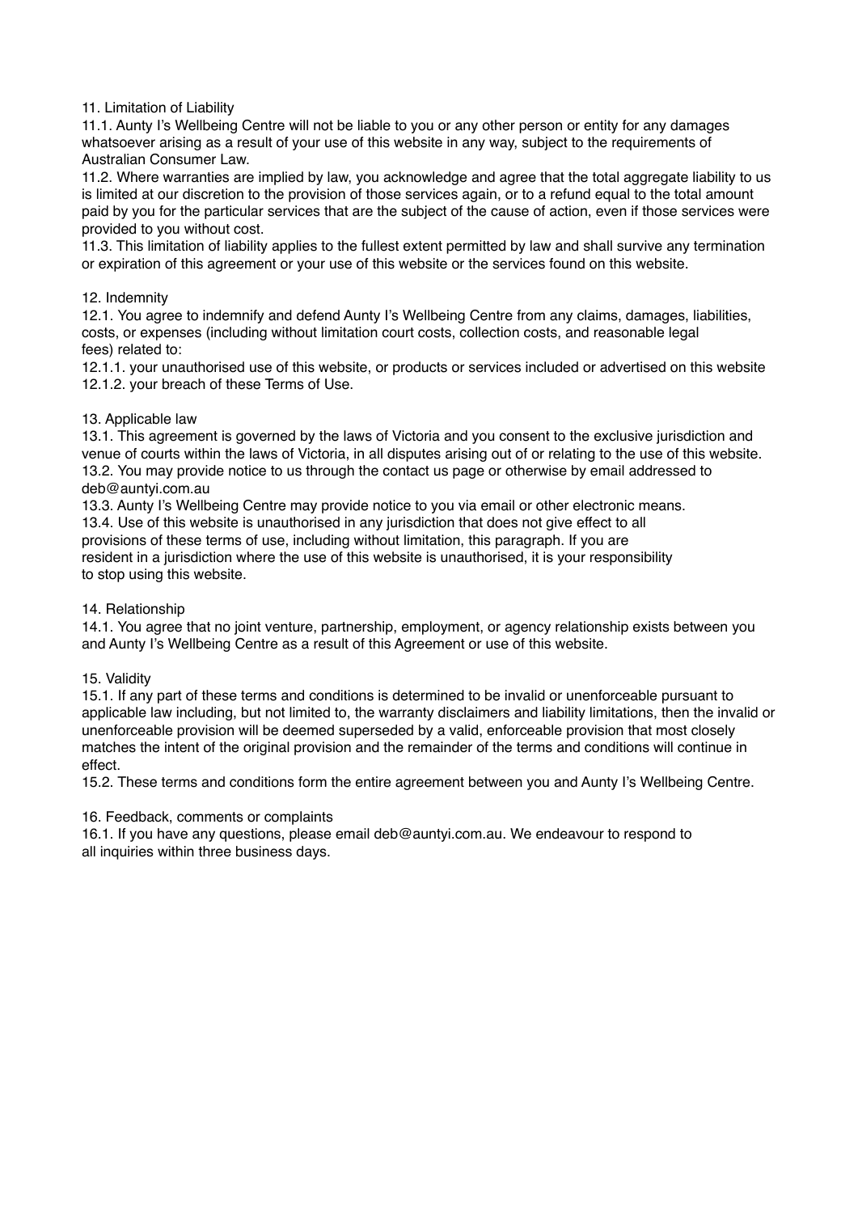## 11. Limitation of Liability

11.1. Aunty I's Wellbeing Centre will not be liable to you or any other person or entity for any damages whatsoever arising as a result of your use of this website in any way, subject to the requirements of Australian Consumer Law.

11.2. Where warranties are implied by law, you acknowledge and agree that the total aggregate liability to us is limited at our discretion to the provision of those services again, or to a refund equal to the total amount paid by you for the particular services that are the subject of the cause of action, even if those services were provided to you without cost.

11.3. This limitation of liability applies to the fullest extent permitted by law and shall survive any termination or expiration of this agreement or your use of this website or the services found on this website.

## 12. Indemnity

12.1. You agree to indemnify and defend Aunty I's Wellbeing Centre from any claims, damages, liabilities, costs, or expenses (including without limitation court costs, collection costs, and reasonable legal fees) related to:

12.1.1. your unauthorised use of this website, or products or services included or advertised on this website

12.1.2. your breach of these Terms of Use.

## 13. Applicable law

13.1. This agreement is governed by the laws of Victoria and you consent to the exclusive jurisdiction and venue of courts within the laws of Victoria, in all disputes arising out of or relating to the use of this website.

13.2. You may provide notice to us through the contact us page or otherwise by email addressed to deb@auntyi.com.au

13.3. Aunty I's Wellbeing Centre may provide notice to you via email or other electronic means.

13.4. Use of this website is unauthorised in any jurisdiction that does not give effect to all provisions of these terms of use, including without limitation, this paragraph. If you are resident in a jurisdiction where the use of this website is unauthorised, it is your responsibility to stop using this website.

## 14. Relationship

14.1. You agree that no joint venture, partnership, employment, or agency relationship exists between you and Aunty I's Wellbeing Centre as a result of this Agreement or use of this website.

## 15. Validity

15.1. If any part of these terms and conditions is determined to be invalid or unenforceable pursuant to applicable law including, but not limited to, the warranty disclaimers and liability limitations, then the invalid or unenforceable provision will be deemed superseded by a valid, enforceable provision that most closely matches the intent of the original provision and the remainder of the terms and conditions will continue in effect.

15.2. These terms and conditions form the entire agreement between you and Aunty I's Wellbeing Centre.

## 16. Feedback, comments or complaints

16.1. If you have any questions, please email deb@auntyi.com.au. We endeavour to respond to all inquiries within three business days.